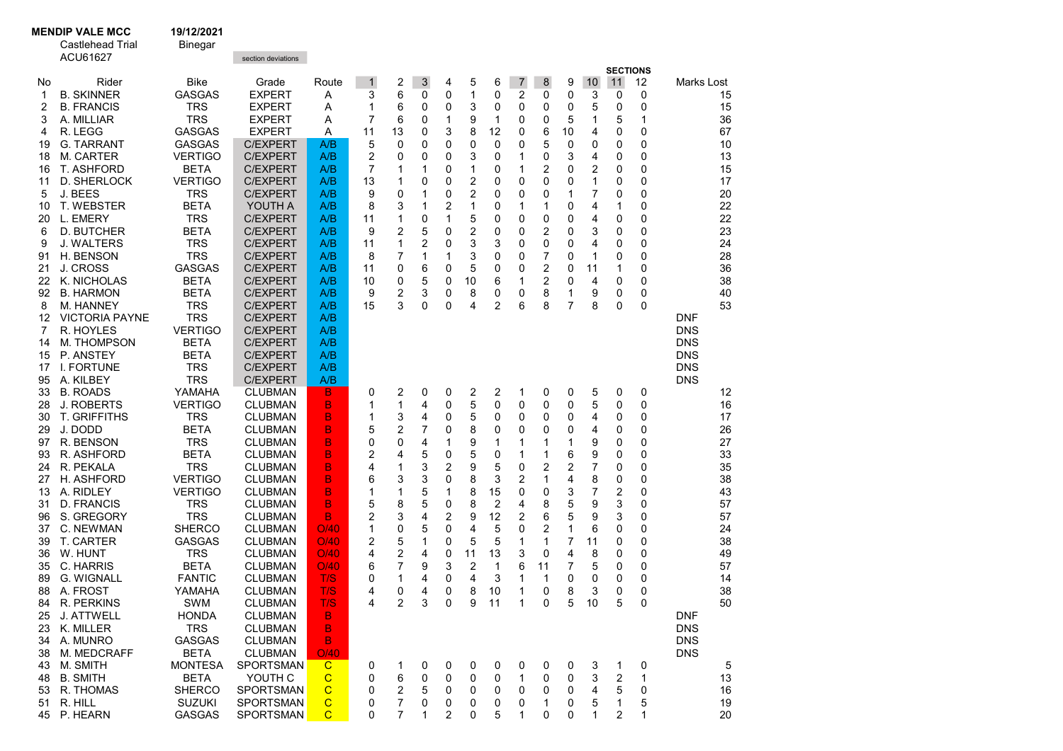**MENDIP VALE MCC** 19/12/2021

Castlehead Trial Binegar

ACU61627

section deviations

| No | Rider | Bike | Grade | Route | 1 | 2 | 3 | 4 | 5 | 6 | 7 | 8 | 9 | 10 | 11 | 12 | Marks Lost |
|---|---|---|---|---|---|---|---|---|---|---|---|---|---|---|---|---|---|
| | | | | | SECTIONS | | | | | | | | | | | | |
| 1 | B. SKINNER | GASGAS | EXPERT | A | 3 | 6 | 0 | 0 | 1 | 0 | 2 | 0 | 0 | 3 | 0 | 0 | 15 |
| 2 | B. FRANCIS | TRS | EXPERT | A | 1 | 6 | 0 | 0 | 3 | 0 | 0 | 0 | 0 | 5 | 0 | 0 | 15 |
| 3 | A. MILLIAR | TRS | EXPERT | A | 7 | 6 | 0 | 1 | 9 | 1 | 0 | 0 | 5 | 1 | 5 | 1 | 36 |
| 4 | R. LEGG | GASGAS | EXPERT | A | 11 | 13 | 0 | 3 | 8 | 12 | 0 | 6 | 10 | 4 | 0 | 0 | 67 |
| 19 | G. TARRANT | GASGAS | C/EXPERT | A/B | 5 | 0 | 0 | 0 | 0 | 0 | 0 | 5 | 0 | 0 | 0 | 0 | 10 |
| 18 | M. CARTER | VERTIGO | C/EXPERT | A/B | 2 | 0 | 0 | 0 | 3 | 0 | 1 | 0 | 3 | 4 | 0 | 0 | 13 |
| 16 | T. ASHFORD | BETA | C/EXPERT | A/B | 7 | 1 | 1 | 0 | 1 | 0 | 1 | 2 | 0 | 2 | 0 | 0 | 15 |
| 11 | D. SHERLOCK | VERTIGO | C/EXPERT | A/B | 13 | 1 | 0 | 0 | 2 | 0 | 0 | 0 | 0 | 1 | 0 | 0 | 17 |
| 5 | J. BEES | TRS | C/EXPERT | A/B | 9 | 0 | 1 | 0 | 2 | 0 | 0 | 0 | 1 | 7 | 0 | 0 | 20 |
| 10 | T. WEBSTER | BETA | YOUTH A | A/B | 8 | 3 | 1 | 2 | 1 | 0 | 1 | 1 | 0 | 4 | 1 | 0 | 22 |
| 20 | L. EMERY | TRS | C/EXPERT | A/B | 11 | 1 | 0 | 1 | 5 | 0 | 0 | 0 | 0 | 4 | 0 | 0 | 22 |
| 6 | D. BUTCHER | BETA | C/EXPERT | A/B | 9 | 2 | 5 | 0 | 2 | 0 | 0 | 2 | 0 | 3 | 0 | 0 | 23 |
| 9 | J. WALTERS | TRS | C/EXPERT | A/B | 11 | 1 | 2 | 0 | 3 | 3 | 0 | 0 | 0 | 4 | 0 | 0 | 24 |
| 91 | H. BENSON | TRS | C/EXPERT | A/B | 8 | 7 | 1 | 1 | 3 | 0 | 0 | 7 | 0 | 1 | 0 | 0 | 28 |
| 21 | J. CROSS | GASGAS | C/EXPERT | A/B | 11 | 0 | 6 | 0 | 5 | 0 | 0 | 2 | 0 | 11 | 1 | 0 | 36 |
| 22 | K. NICHOLAS | BETA | C/EXPERT | A/B | 10 | 0 | 5 | 0 | 10 | 6 | 1 | 2 | 0 | 4 | 0 | 0 | 38 |
| 92 | B. HARMON | BETA | C/EXPERT | A/B | 9 | 2 | 3 | 0 | 8 | 0 | 0 | 8 | 1 | 9 | 0 | 0 | 40 |
| 8 | M. HANNEY | TRS | C/EXPERT | A/B | 15 | 3 | 0 | 0 | 4 | 2 | 6 | 8 | 7 | 8 | 0 | 0 | 53 |
| 12 | VICTORIA PAYNE | TRS | C/EXPERT | A/B | | | | | | | | | | | | | DNF |
| 7 | R. HOYLES | VERTIGO | C/EXPERT | A/B | | | | | | | | | | | | | DNS |
| 14 | M. THOMPSON | BETA | C/EXPERT | A/B | | | | | | | | | | | | | DNS |
| 15 | P. ANSTEY | BETA | C/EXPERT | A/B | | | | | | | | | | | | | DNS |
| 17 | I. FORTUNE | TRS | C/EXPERT | A/B | | | | | | | | | | | | | DNS |
| 95 | A. KILBEY | TRS | C/EXPERT | A/B | | | | | | | | | | | | | DNS |
| 33 | B. ROADS | YAMAHA | CLUBMAN | B | 0 | 2 | 0 | 0 | 2 | 2 | 1 | 0 | 0 | 5 | 0 | 0 | 12 |
| 28 | J. ROBERTS | VERTIGO | CLUBMAN | B | 1 | 1 | 4 | 0 | 5 | 0 | 0 | 0 | 0 | 5 | 0 | 0 | 16 |
| 30 | T. GRIFFITHS | TRS | CLUBMAN | B | 1 | 3 | 4 | 0 | 5 | 0 | 0 | 0 | 0 | 4 | 0 | 0 | 17 |
| 29 | J. DODD | BETA | CLUBMAN | B | 5 | 2 | 7 | 0 | 8 | 0 | 0 | 0 | 0 | 4 | 0 | 0 | 26 |
| 97 | R. BENSON | TRS | CLUBMAN | B | 0 | 0 | 4 | 1 | 9 | 1 | 1 | 1 | 1 | 9 | 0 | 0 | 27 |
| 93 | R. ASHFORD | BETA | CLUBMAN | B | 2 | 4 | 5 | 0 | 5 | 0 | 1 | 1 | 6 | 9 | 0 | 0 | 33 |
| 24 | R. PEKALA | TRS | CLUBMAN | B | 4 | 1 | 3 | 2 | 9 | 5 | 0 | 2 | 2 | 7 | 0 | 0 | 35 |
| 27 | H. ASHFORD | VERTIGO | CLUBMAN | B | 6 | 3 | 3 | 0 | 8 | 3 | 2 | 1 | 4 | 8 | 0 | 0 | 38 |
| 13 | A. RIDLEY | VERTIGO | CLUBMAN | B | 1 | 1 | 5 | 1 | 8 | 15 | 0 | 0 | 3 | 7 | 2 | 0 | 43 |
| 31 | D. FRANCIS | TRS | CLUBMAN | B | 5 | 8 | 5 | 0 | 8 | 2 | 4 | 8 | 5 | 9 | 3 | 0 | 57 |
| 96 | S. GREGORY | TRS | CLUBMAN | B | 2 | 3 | 4 | 2 | 9 | 12 | 2 | 6 | 5 | 9 | 3 | 0 | 57 |
| 37 | C. NEWMAN | SHERCO | CLUBMAN | O/40 | 1 | 0 | 5 | 0 | 4 | 5 | 0 | 2 | 1 | 6 | 0 | 0 | 24 |
| 39 | T. CARTER | GASGAS | CLUBMAN | O/40 | 2 | 5 | 1 | 0 | 5 | 5 | 1 | 1 | 7 | 11 | 0 | 0 | 38 |
| 36 | W. HUNT | TRS | CLUBMAN | O/40 | 4 | 2 | 4 | 0 | 11 | 13 | 3 | 0 | 4 | 8 | 0 | 0 | 49 |
| 35 | C. HARRIS | BETA | CLUBMAN | O/40 | 6 | 7 | 9 | 3 | 2 | 1 | 6 | 11 | 7 | 5 | 0 | 0 | 57 |
| 89 | G. WIGNALL | FANTIC | CLUBMAN | T/S | 0 | 1 | 4 | 0 | 4 | 3 | 1 | 1 | 0 | 0 | 0 | 0 | 14 |
| 88 | A. FROST | YAMAHA | CLUBMAN | T/S | 4 | 0 | 4 | 0 | 8 | 10 | 1 | 0 | 8 | 3 | 0 | 0 | 38 |
| 84 | R. PERKINS | SWM | CLUBMAN | T/S | 4 | 2 | 3 | 0 | 9 | 11 | 1 | 0 | 5 | 10 | 5 | 0 | 50 |
| 25 | J. ATTWELL | HONDA | CLUBMAN | B | | | | | | | | | | | | | DNF |
| 23 | K. MILLER | TRS | CLUBMAN | B | | | | | | | | | | | | | DNS |
| 34 | A. MUNRO | GASGAS | CLUBMAN | B | | | | | | | | | | | | | DNS |
| 38 | M. MEDCRAFF | BETA | CLUBMAN | O/40 | | | | | | | | | | | | | DNS |
| 43 | M. SMITH | MONTESA | SPORTSMAN | C | 0 | 1 | 0 | 0 | 0 | 0 | 0 | 0 | 0 | 3 | 1 | 0 | 5 |
| 48 | B. SMITH | BETA | YOUTH C | C | 0 | 6 | 0 | 0 | 0 | 0 | 1 | 0 | 0 | 3 | 2 | 1 | 13 |
| 53 | R. THOMAS | SHERCO | SPORTSMAN | C | 0 | 2 | 5 | 0 | 0 | 0 | 0 | 0 | 0 | 4 | 5 | 0 | 16 |
| 51 | R. HILL | SUZUKI | SPORTSMAN | C | 0 | 7 | 0 | 0 | 0 | 0 | 0 | 1 | 0 | 5 | 1 | 5 | 19 |
| 45 | P. HEARN | GASGAS | SPORTSMAN | C | 0 | 7 | 1 | 2 | 0 | 5 | 1 | 0 | 0 | 1 | 2 | 1 | 20 |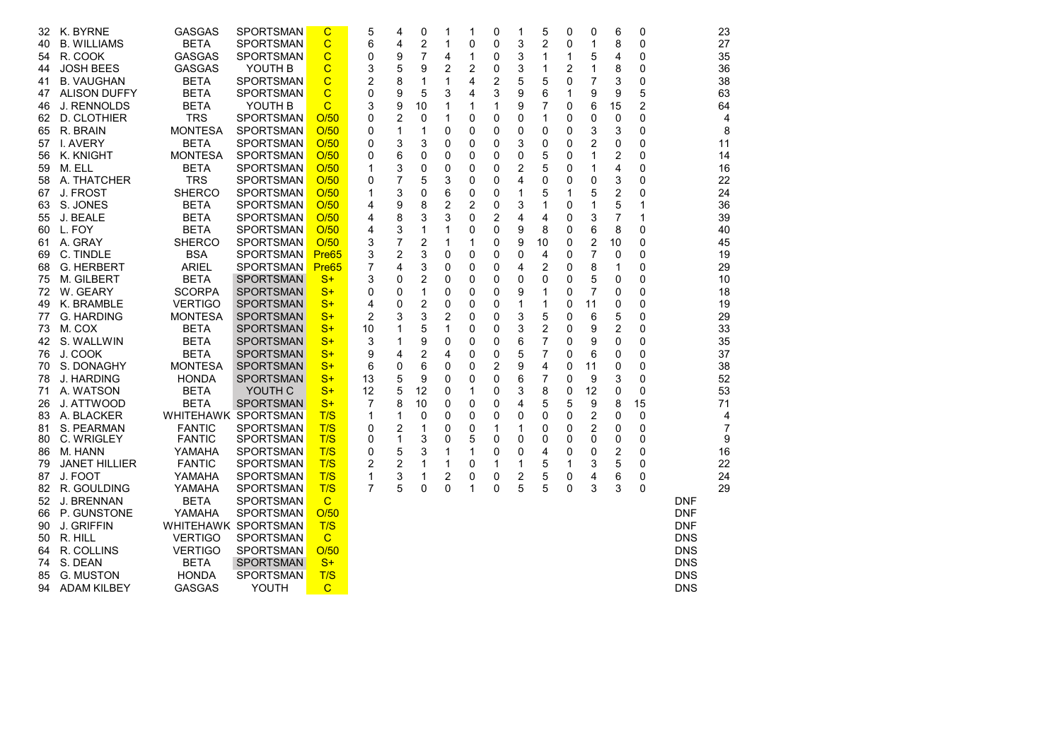| | | | | | | | | | | | | | | | | | | | |
|---|---|---|---|---|---|---|---|---|---|---|---|---|---|---|---|---|---|---|---|
| 32 | K. BYRNE | GASGAS | SPORTSMAN | C | 5 | 4 | 0 | 1 | 1 | 0 | 1 | 5 | 0 | 0 | 6 | 0 | | | 23 |
| 40 | B. WILLIAMS | BETA | SPORTSMAN | C | 6 | 4 | 2 | 1 | 0 | 0 | 3 | 2 | 0 | 1 | 8 | 0 | | | 27 |
| 54 | R. COOK | GASGAS | SPORTSMAN | C | 0 | 9 | 7 | 4 | 1 | 0 | 3 | 1 | 1 | 5 | 4 | 0 | | | 35 |
| 44 | JOSH BEES | GASGAS | YOUTH B | C | 3 | 5 | 9 | 2 | 2 | 0 | 3 | 1 | 2 | 1 | 8 | 0 | | | 36 |
| 41 | B. VAUGHAN | BETA | SPORTSMAN | C | 2 | 8 | 1 | 1 | 4 | 2 | 5 | 5 | 0 | 7 | 3 | 0 | | | 38 |
| 47 | ALISON DUFFY | BETA | SPORTSMAN | C | 0 | 9 | 5 | 3 | 4 | 3 | 9 | 6 | 1 | 9 | 9 | 5 | | | 63 |
| 46 | J. RENNOLDS | BETA | YOUTH B | C | 3 | 9 | 10 | 1 | 1 | 1 | 9 | 7 | 0 | 6 | 15 | 2 | | | 64 |
| 62 | D. CLOTHIER | TRS | SPORTSMAN | O/50 | 0 | 2 | 0 | 1 | 0 | 0 | 0 | 1 | 0 | 0 | 0 | 0 | | | 4 |
| 65 | R. BRAIN | MONTESA | SPORTSMAN | O/50 | 0 | 1 | 1 | 0 | 0 | 0 | 0 | 0 | 0 | 3 | 3 | 0 | | | 8 |
| 57 | I. AVERY | BETA | SPORTSMAN | O/50 | 0 | 3 | 3 | 0 | 0 | 0 | 3 | 0 | 0 | 2 | 0 | 0 | | | 11 |
| 56 | K. KNIGHT | MONTESA | SPORTSMAN | O/50 | 0 | 6 | 0 | 0 | 0 | 0 | 0 | 5 | 0 | 1 | 2 | 0 | | | 14 |
| 59 | M. ELL | BETA | SPORTSMAN | O/50 | 1 | 3 | 0 | 0 | 0 | 0 | 2 | 5 | 0 | 1 | 4 | 0 | | | 16 |
| 58 | A. THATCHER | TRS | SPORTSMAN | O/50 | 0 | 7 | 5 | 3 | 0 | 0 | 4 | 0 | 0 | 0 | 3 | 0 | | | 22 |
| 67 | J. FROST | SHERCO | SPORTSMAN | O/50 | 1 | 3 | 0 | 6 | 0 | 0 | 1 | 5 | 1 | 5 | 2 | 0 | | | 24 |
| 63 | S. JONES | BETA | SPORTSMAN | O/50 | 4 | 9 | 8 | 2 | 2 | 0 | 3 | 1 | 0 | 1 | 5 | 1 | | | 36 |
| 55 | J. BEALE | BETA | SPORTSMAN | O/50 | 4 | 8 | 3 | 3 | 0 | 2 | 4 | 4 | 0 | 3 | 7 | 1 | | | 39 |
| 60 | L. FOY | BETA | SPORTSMAN | O/50 | 4 | 3 | 1 | 1 | 0 | 0 | 9 | 8 | 0 | 6 | 8 | 0 | | | 40 |
| 61 | A. GRAY | SHERCO | SPORTSMAN | O/50 | 3 | 7 | 2 | 1 | 1 | 0 | 9 | 10 | 0 | 2 | 10 | 0 | | | 45 |
| 69 | C. TINDLE | BSA | SPORTSMAN | Pre65 | 3 | 2 | 3 | 0 | 0 | 0 | 0 | 4 | 0 | 7 | 0 | 0 | | | 19 |
| 68 | G. HERBERT | ARIEL | SPORTSMAN | Pre65 | 7 | 4 | 3 | 0 | 0 | 0 | 4 | 2 | 0 | 8 | 1 | 0 | | | 29 |
| 75 | M. GILBERT | BETA | SPORTSMAN | S+ | 3 | 0 | 2 | 0 | 0 | 0 | 0 | 0 | 0 | 5 | 0 | 0 | | | 10 |
| 72 | W. GEARY | SCORPA | SPORTSMAN | S+ | 0 | 0 | 1 | 0 | 0 | 0 | 9 | 1 | 0 | 7 | 0 | 0 | | | 18 |
| 49 | K. BRAMBLE | VERTIGO | SPORTSMAN | S+ | 4 | 0 | 2 | 0 | 0 | 0 | 1 | 1 | 0 | 11 | 0 | 0 | | | 19 |
| 77 | G. HARDING | MONTESA | SPORTSMAN | S+ | 2 | 3 | 3 | 2 | 0 | 0 | 3 | 5 | 0 | 6 | 5 | 0 | | | 29 |
| 73 | M. COX | BETA | SPORTSMAN | S+ | 10 | 1 | 5 | 1 | 0 | 0 | 3 | 2 | 0 | 9 | 2 | 0 | | | 33 |
| 42 | S. WALLWIN | BETA | SPORTSMAN | S+ | 3 | 1 | 9 | 0 | 0 | 0 | 6 | 7 | 0 | 9 | 0 | 0 | | | 35 |
| 76 | J. COOK | BETA | SPORTSMAN | S+ | 9 | 4 | 2 | 4 | 0 | 0 | 5 | 7 | 0 | 6 | 0 | 0 | | | 37 |
| 70 | S. DONAGHY | MONTESA | SPORTSMAN | S+ | 6 | 0 | 6 | 0 | 0 | 2 | 9 | 4 | 0 | 11 | 0 | 0 | | | 38 |
| 78 | J. HARDING | HONDA | SPORTSMAN | S+ | 13 | 5 | 9 | 0 | 0 | 0 | 6 | 7 | 0 | 9 | 3 | 0 | | | 52 |
| 71 | A. WATSON | BETA | YOUTH C | S+ | 12 | 5 | 12 | 0 | 1 | 0 | 3 | 8 | 0 | 12 | 0 | 0 | | | 53 |
| 26 | J. ATTWOOD | BETA | SPORTSMAN | S+ | 7 | 8 | 10 | 0 | 0 | 0 | 4 | 5 | 5 | 9 | 8 | 15 | | | 71 |
| 83 | A. BLACKER | WHITEHAWK | SPORTSMAN | T/S | 1 | 1 | 0 | 0 | 0 | 0 | 0 | 0 | 0 | 2 | 0 | 0 | | | 4 |
| 81 | S. PEARMAN | FANTIC | SPORTSMAN | T/S | 0 | 2 | 1 | 0 | 0 | 1 | 1 | 0 | 0 | 2 | 0 | 0 | | | 7 |
| 80 | C. WRIGLEY | FANTIC | SPORTSMAN | T/S | 0 | 1 | 3 | 0 | 5 | 0 | 0 | 0 | 0 | 0 | 0 | 0 | | | 9 |
| 86 | M. HANN | YAMAHA | SPORTSMAN | T/S | 0 | 5 | 3 | 1 | 1 | 0 | 0 | 4 | 0 | 0 | 2 | 0 | | | 16 |
| 79 | JANET HILLIER | FANTIC | SPORTSMAN | T/S | 2 | 2 | 1 | 1 | 0 | 1 | 1 | 5 | 1 | 3 | 5 | 0 | | | 22 |
| 87 | J. FOOT | YAMAHA | SPORTSMAN | T/S | 1 | 3 | 1 | 2 | 0 | 0 | 2 | 5 | 0 | 4 | 6 | 0 | | | 24 |
| 82 | R. GOULDING | YAMAHA | SPORTSMAN | T/S | 7 | 5 | 0 | 0 | 1 | 0 | 5 | 5 | 0 | 3 | 3 | 0 | | | 29 |
| 52 | J. BRENNAN | BETA | SPORTSMAN | C | | | | | | | | | | | | | | DNF | |
| 66 | P. GUNSTONE | YAMAHA | SPORTSMAN | O/50 | | | | | | | | | | | | | | DNF | |
| 90 | J. GRIFFIN | WHITEHAWK | SPORTSMAN | T/S | | | | | | | | | | | | | | DNF | |
| 50 | R. HILL | VERTIGO | SPORTSMAN | C | | | | | | | | | | | | | | DNS | |
| 64 | R. COLLINS | VERTIGO | SPORTSMAN | O/50 | | | | | | | | | | | | | | DNS | |
| 74 | S. DEAN | BETA | SPORTSMAN | S+ | | | | | | | | | | | | | | DNS | |
| 85 | G. MUSTON | HONDA | SPORTSMAN | T/S | | | | | | | | | | | | | | DNS | |
| 94 | ADAM KILBEY | GASGAS | YOUTH | C | | | | | | | | | | | | | | DNS | |